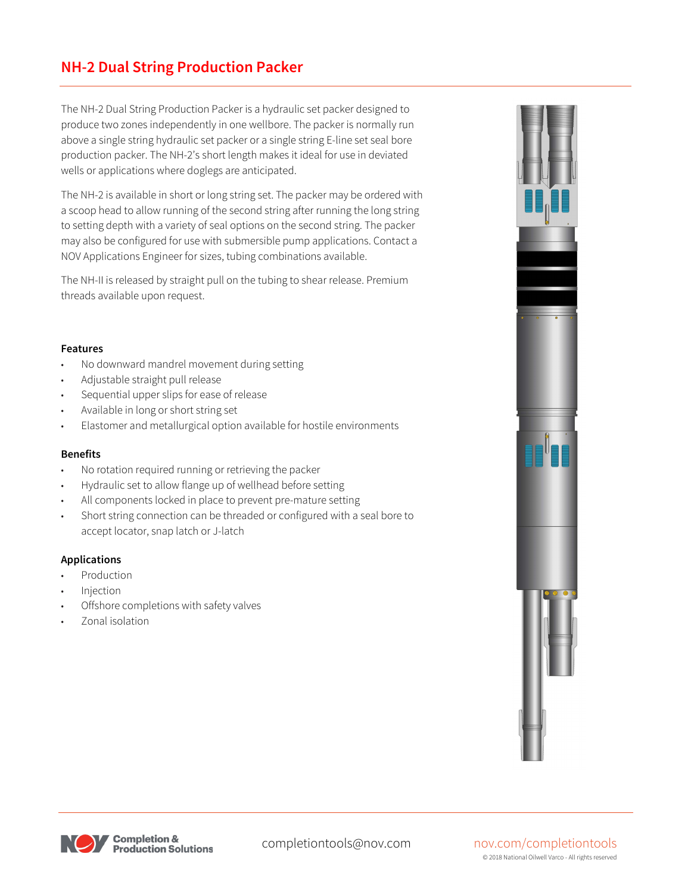# NH-2 Dual String Production Packer

The NH-2 Dual String Production Packer is a hydraulic set packer designed to produce two zones independently in one wellbore. The packer is normally run above a single string hydraulic set packer or a single string E-line set seal bore production packer. The NH-2's short length makes it ideal for use in deviated wells or applications where doglegs are anticipated.

The NH-2 is available in short or long string set. The packer may be ordered with a scoop head to allow running of the second string after running the long string to setting depth with a variety of seal options on the second string. The packer may also be configured for use with submersible pump applications. Contact a NOV Applications Engineer for sizes, tubing combinations available.

The NH-II is released by straight pull on the tubing to shear release. Premium threads available upon request.

### Features

- No downward mandrel movement during setting
- Adjustable straight pull release
- Sequential upper slips for ease of release
- Available in long or short string set
- Elastomer and metallurgical option available for hostile environments

### Benefits

- No rotation required running or retrieving the packer
- Hydraulic set to allow flange up of wellhead before setting
- All components locked in place to prevent pre-mature setting
- Short string connection can be threaded or configured with a seal bore to accept locator, snap latch or J-latch

### Applications

- Production
- Injection
- Offshore completions with safety valves
- Zonal isolation

Completion & Production Solutions

completiontools@nov.com

nov.com/completiontools

© 2018 National Oilwell Varco - All rights reserved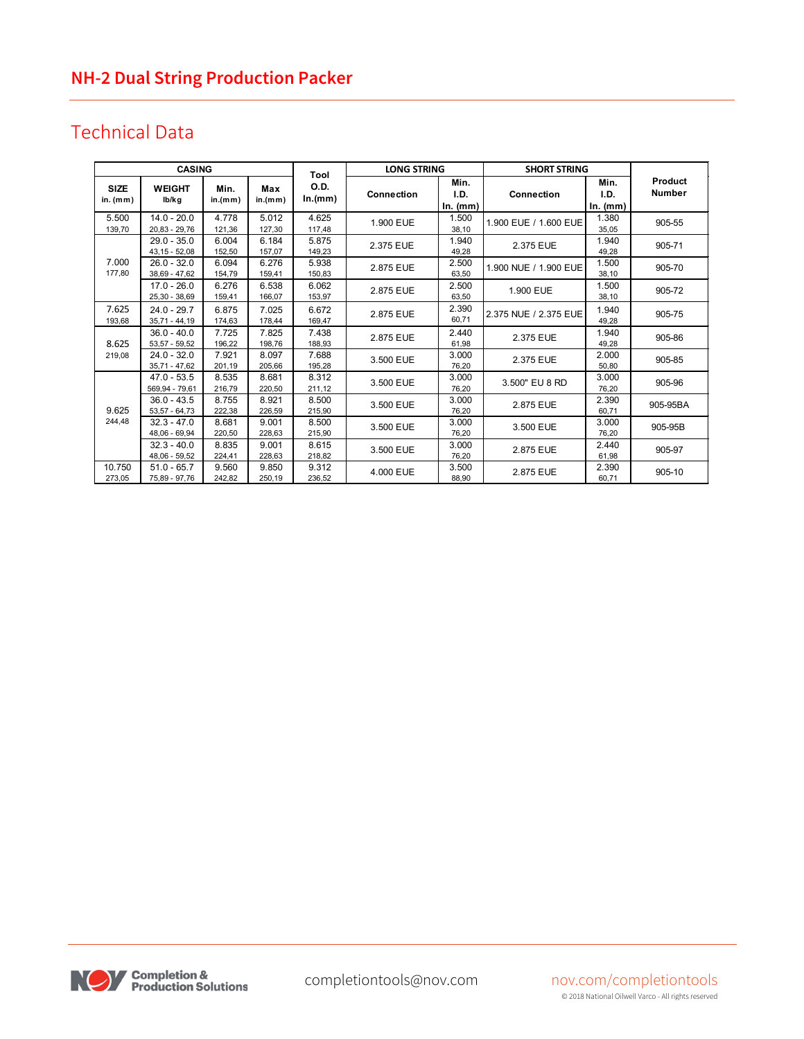## NH-2 Dual String Production Packer

### Technical Data

| CASING | | | | Tool O.D. In.(mm) | LONG STRING | | SHORT STRING | | Product Number |
|---|---|---|---|---|---|---|---|---|---|
| SIZE in. (mm) | WEIGHT lb/kg | Min. in.(mm) | Max in.(mm) | | Connection | Min. I.D. In. (mm) | Connection | Min. I.D. In. (mm) | |
| 5.500 139,70 | 14.0 - 20.0 20,83 - 29,76 | 4.778 121,36 | 5.012 127,30 | 4.625 117,48 | 1.900 EUE | 1.500 38,10 | 1.900 EUE / 1.600 EUE | 1.380 35,05 | 905-55 |
| 7.000 177,80 | 29.0 - 35.0 43,15 - 52,08 | 6.004 152,50 | 6.184 157,07 | 5.875 149,23 | 2.375 EUE | 1.940 49,28 | 2.375 EUE | 1.940 49,28 | 905-71 |
| | 26.0 - 32.0 38,69 - 47,62 | 6.094 154,79 | 6.276 159,41 | 5.938 150,83 | 2.875 EUE | 2.500 63,50 | 1.900 NUE / 1.900 EUE | 1.500 38,10 | 905-70 |
| | 17.0 - 26.0 25,30 - 38,69 | 6.276 159,41 | 6.538 166,07 | 6.062 153,97 | 2.875 EUE | 2.500 63,50 | 1.900 EUE | 1.500 38,10 | 905-72 |
| 7.625 193,68 | 24.0 - 29.7 35,71 - 44,19 | 6.875 174,63 | 7.025 178,44 | 6.672 169,47 | 2.875 EUE | 2.390 60,71 | 2.375 NUE / 2.375 EUE | 1.940 49,28 | 905-75 |
| 8.625 219,08 | 36.0 - 40.0 53,57 - 59,52 | 7.725 196,22 | 7.825 198,76 | 7.438 188,93 | 2.875 EUE | 2.440 61,98 | 2.375 EUE | 1.940 49,28 | 905-86 |
| | 24.0 - 32.0 35,71 - 47,62 | 7.921 201,19 | 8.097 205,66 | 7.688 195,28 | 3.500 EUE | 3.000 76,20 | 2.375 EUE | 2.000 50,80 | 905-85 |
| 9.625 244,48 | 47.0 - 53.5 569,94 - 79,61 | 8.535 216,79 | 8.681 220,50 | 8.312 211,12 | 3.500 EUE | 3.000 76,20 | 3.500" EU 8 RD | 3.000 76,20 | 905-96 |
| | 36.0 - 43.5 53,57 - 64,73 | 8.755 222,38 | 8.921 226,59 | 8.500 215,90 | 3.500 EUE | 3.000 76,20 | 2.875 EUE | 2.390 60,71 | 905-95BA |
| | 32.3 - 47.0 48,06 - 69,94 | 8.681 220,50 | 9.001 228,63 | 8.500 215,90 | 3.500 EUE | 3.000 76,20 | 3.500 EUE | 3.000 76,20 | 905-95B |
| | 32.3 - 40.0 48,06 - 59,52 | 8.835 224,41 | 9.001 228,63 | 8.615 218,82 | 3.500 EUE | 3.000 76,20 | 2.875 EUE | 2.440 61,98 | 905-97 |
| 10.750 273,05 | 51.0 - 65.7 75,89 - 97,76 | 9.560 242,82 | 9.850 250,19 | 9.312 236,52 | 4.000 EUE | 3.500 88,90 | 2.875 EUE | 2.390 60,71 | 905-10 |

Completion & Production Solutions

completiontools@nov.com

nov.com/completiontools

© 2018 National Oilwell Varco - All rights reserved